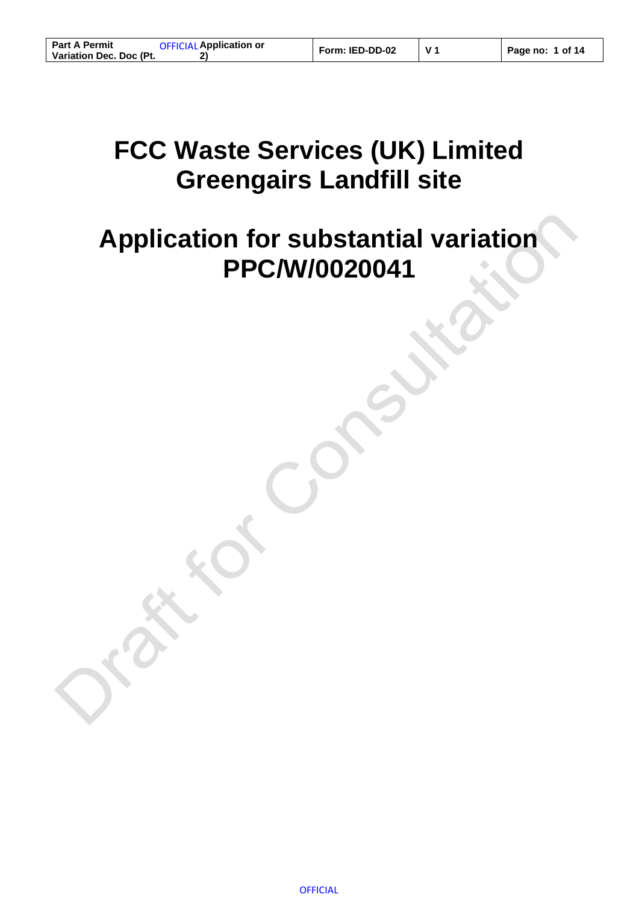# FCC Waste Services (UK) Limited Greengairs Landfill site

# Application for substantial variation PPC/W/0020041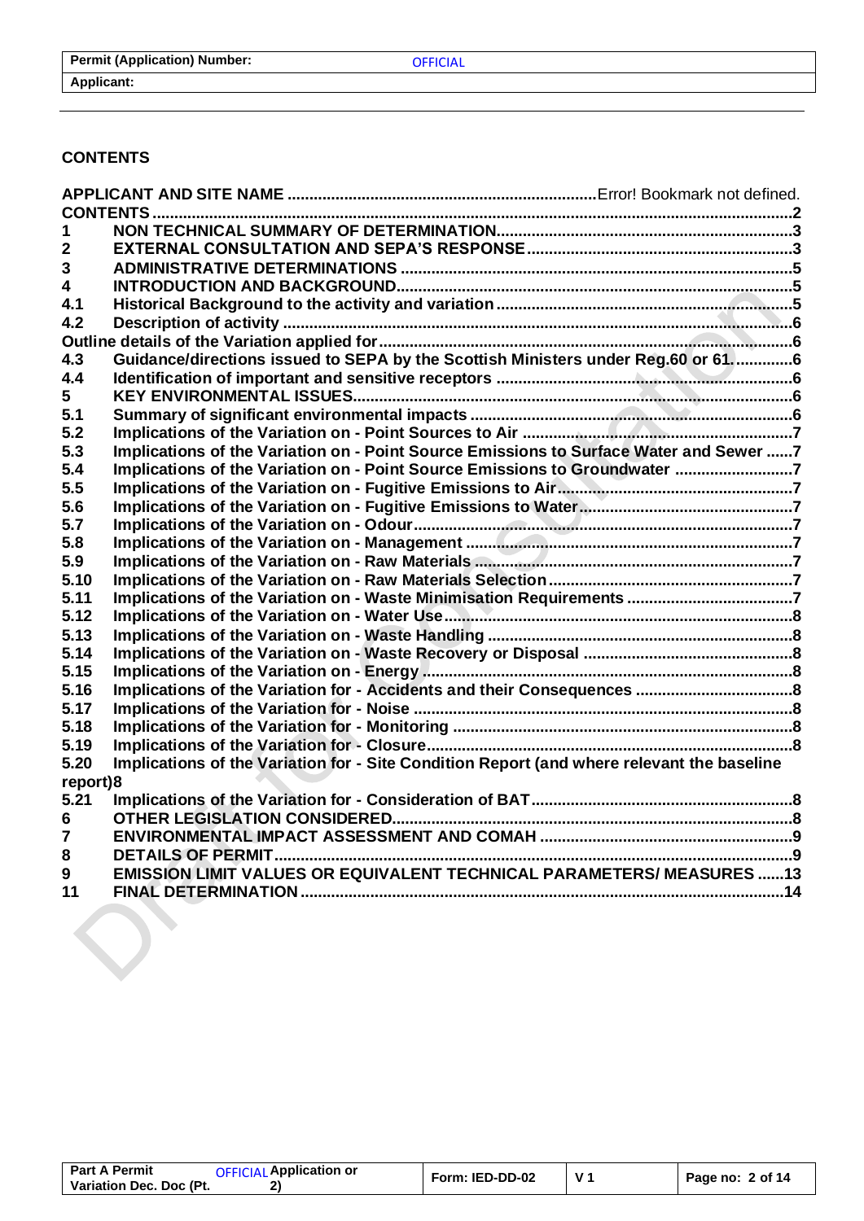**Permit (Application) Number:**

**Applicant:**

## CONTENTS

**APPLICANT AND SITE NAME** ........................................................................ Error! Bookmark not defined.
**CONTENTS** .............................................................................................................................................2
**1 NON TECHNICAL SUMMARY OF DETERMINATION**.....................................................................3
**2 EXTERNAL CONSULTATION AND SEPA'S RESPONSE**................................................................3
**3 ADMINISTRATIVE DETERMINATIONS** ...........................................................................................5
**4 INTRODUCTION AND BACKGROUND**.............................................................................................5
**4.1 Historical Background to the activity and variation**.....................................................................5
**4.2 Description of activity** ......................................................................................................................6
**Outline details of the Variation applied for**..........................................................................................6
**4.3 Guidance/directions issued to SEPA by the Scottish Ministers under Reg.60 or 61**..............6
**4.4 Identification of important and sensitive receptors** .....................................................................6
**5 KEY ENVIRONMENTAL ISSUES**........................................................................................................6
**5.1 Summary of significant environmental impacts** ..........................................................................6
**5.2 Implications of the Variation on - Point Sources to Air** ..............................................................7
**5.3 Implications of the Variation on - Point Source Emissions to Surface Water and Sewer** ......7
**5.4 Implications of the Variation on - Point Source Emissions to Groundwater** ..........................7
**5.5 Implications of the Variation on - Fugitive Emissions to Air**......................................................7
**5.6 Implications of the Variation on - Fugitive Emissions to Water**................................................7
**5.7 Implications of the Variation on - Odour**........................................................................................7
**5.8 Implications of the Variation on - Management** .............................................................................7
**5.9 Implications of the Variation on - Raw Materials** ..........................................................................7
**5.10 Implications of the Variation on - Raw Materials Selection**.........................................................7
**5.11 Implications of the Variation on - Waste Minimisation Requirements** .......................................7
**5.12 Implications of the Variation on - Water Use**.................................................................................8
**5.13 Implications of the Variation on - Waste Handling** .......................................................................8
**5.14 Implications of the Variation on - Waste Recovery or Disposal** .................................................8
**5.15 Implications of the Variation on - Energy** .....................................................................................8
**5.16 Implications of the Variation for - Accidents and their Consequences** ....................................8
**5.17 Implications of the Variation for - Noise** ......................................................................................8
**5.18 Implications of the Variation for - Monitoring** ..............................................................................8
**5.19 Implications of the Variation for - Closure**....................................................................................8
**5.20 Implications of the Variation for - Site Condition Report (and where relevant the baseline report)**8
**5.21 Implications of the Variation for - Consideration of BAT**............................................................8
**6 OTHER LEGISLATION CONSIDERED**..............................................................................................8
**7 ENVIRONMENTAL IMPACT ASSESSMENT AND COMAH** ..............................................................9
**8 DETAILS OF PERMIT**.........................................................................................................................9
**9 EMISSION LIMIT VALUES OR EQUIVALENT TECHNICAL PARAMETERS/ MEASURES** ......13
**11 FINAL DETERMINATION** ..................................................................................................................14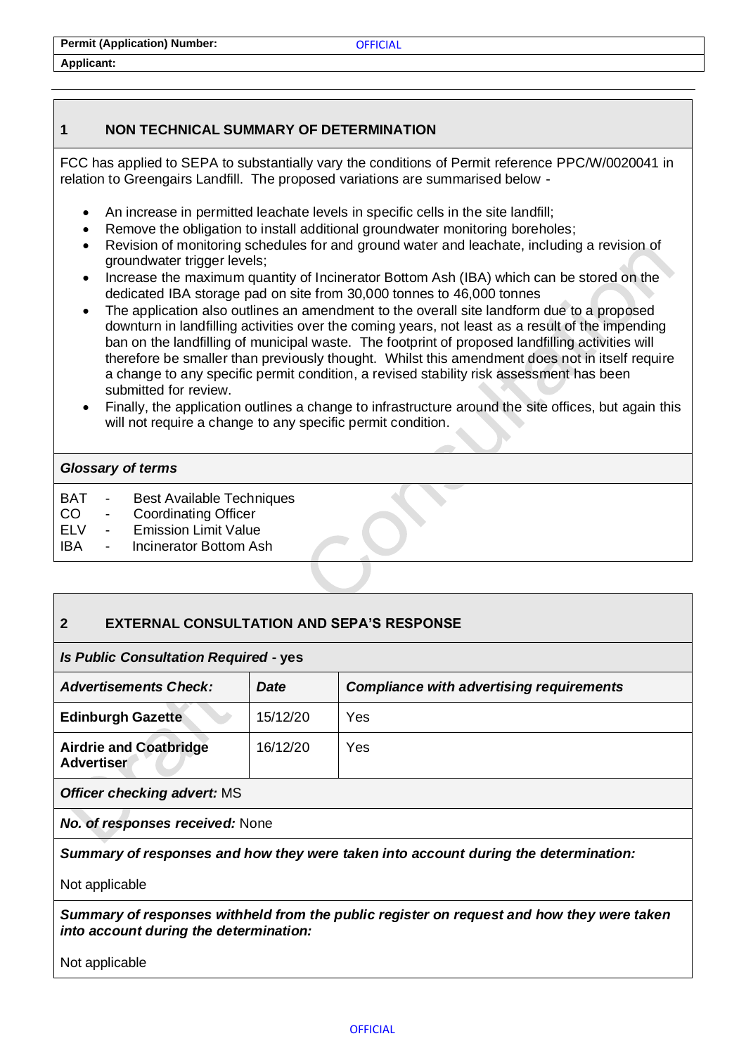| **Permit (Application) Number:** | |
|---|---|
| **Applicant:** | |

## 1 NON TECHNICAL SUMMARY OF DETERMINATION

FCC has applied to SEPA to substantially vary the conditions of Permit reference PPC/W/0020041 in relation to Greengairs Landfill. The proposed variations are summarised below -

- An increase in permitted leachate levels in specific cells in the site landfill;
- Remove the obligation to install additional groundwater monitoring boreholes;
- Revision of monitoring schedules for and ground water and leachate, including a revision of groundwater trigger levels;
- Increase the maximum quantity of Incinerator Bottom Ash (IBA) which can be stored on the dedicated IBA storage pad on site from 30,000 tonnes to 46,000 tonnes
- The application also outlines an amendment to the overall site landform due to a proposed downturn in landfilling activities over the coming years, not least as a result of the impending ban on the landfilling of municipal waste. The footprint of proposed landfilling activities will therefore be smaller than previously thought. Whilst this amendment does not in itself require a change to any specific permit condition, a revised stability risk assessment has been submitted for review.
- Finally, the application outlines a change to infrastructure around the site offices, but again this will not require a change to any specific permit condition.

### *Glossary of terms*

BAT - Best Available Techniques
CO - Coordinating Officer
ELV - Emission Limit Value
IBA - Incinerator Bottom Ash

## 2 EXTERNAL CONSULTATION AND SEPA'S RESPONSE

***Is Public Consultation Required* - yes**

| *Advertisements Check:* | *Date* | *Compliance with advertising requirements* |
|---|---|---|
| **Edinburgh Gazette** | 15/12/20 | Yes |
| **Airdrie and Coatbridge Advertiser** | 16/12/20 | Yes |

***Officer checking advert:*** MS

***No. of responses received:*** None

***Summary of responses and how they were taken into account during the determination:***

Not applicable

***Summary of responses withheld from the public register on request and how they were taken into account during the determination:***

Not applicable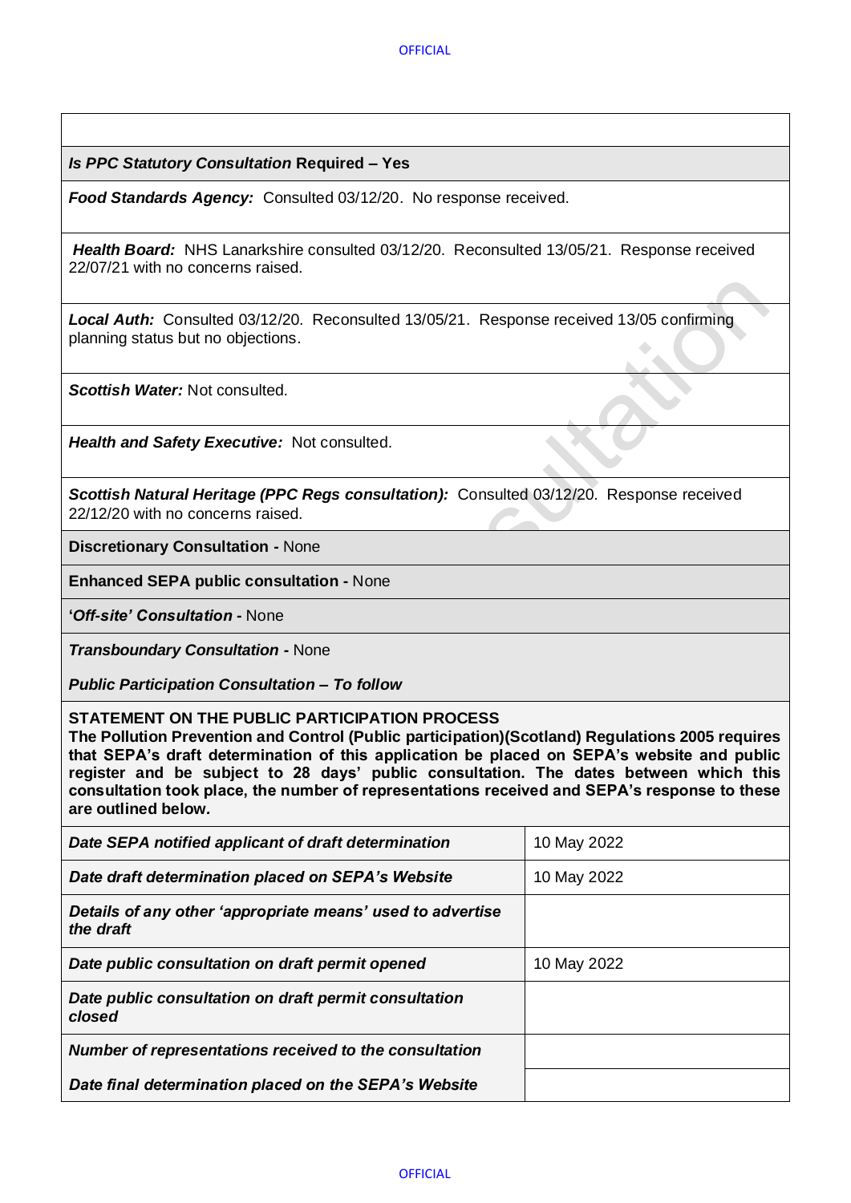*Is PPC Statutory Consultation* **Required – Yes**

***Food Standards Agency:*** Consulted 03/12/20. No response received.

***Health Board:*** NHS Lanarkshire consulted 03/12/20. Reconsulted 13/05/21. Response received 22/07/21 with no concerns raised.

***Local Auth:*** Consulted 03/12/20. Reconsulted 13/05/21. Response received 13/05 confirming planning status but no objections.

***Scottish Water:*** Not consulted.

***Health and Safety Executive:*** Not consulted.

***Scottish Natural Heritage (PPC Regs consultation):*** Consulted 03/12/20. Response received 22/12/20 with no concerns raised.

**Discretionary Consultation -** None

**Enhanced SEPA public consultation -** None

**'*Off-site' Consultation* -** None

***Transboundary Consultation* -** None

***Public Participation Consultation – To follow***

**STATEMENT ON THE PUBLIC PARTICIPATION PROCESS**

**The Pollution Prevention and Control (Public participation)(Scotland) Regulations 2005 requires that SEPA's draft determination of this application be placed on SEPA's website and public register and be subject to 28 days' public consultation. The dates between which this consultation took place, the number of representations received and SEPA's response to these are outlined below.**

| | |
|---|---|
| ***Date SEPA notified applicant of draft determination*** | 10 May 2022 |
| ***Date draft determination placed on SEPA's Website*** | 10 May 2022 |
| ***Details of any other 'appropriate means' used to advertise the draft*** | |
| ***Date public consultation on draft permit opened*** | 10 May 2022 |
| ***Date public consultation on draft permit consultation closed*** | |
| ***Number of representations received to the consultation*** | |
| ***Date final determination placed on the SEPA's Website*** | |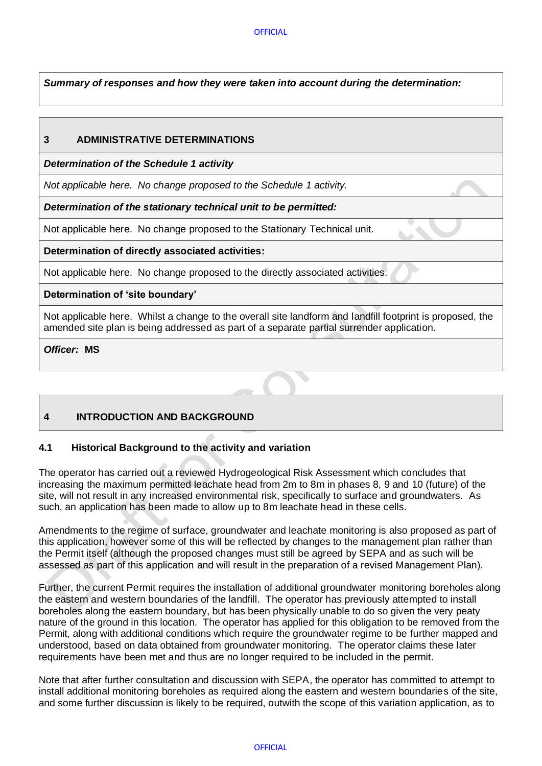***Summary of responses and how they were taken into account during the determination:***

## 3 ADMINISTRATIVE DETERMINATIONS

***Determination of the Schedule 1 activity***

*Not applicable here. No change proposed to the Schedule 1 activity.*

***Determination of the stationary technical unit to be permitted:***

Not applicable here. No change proposed to the Stationary Technical unit.

**Determination of directly associated activities:**

Not applicable here. No change proposed to the directly associated activities.

**Determination of 'site boundary'**

Not applicable here. Whilst a change to the overall site landform and landfill footprint is proposed, the amended site plan is being addressed as part of a separate partial surrender application.

***Officer:*** **MS**

## 4 INTRODUCTION AND BACKGROUND

### 4.1 Historical Background to the activity and variation

The operator has carried out a reviewed Hydrogeological Risk Assessment which concludes that increasing the maximum permitted leachate head from 2m to 8m in phases 8, 9 and 10 (future) of the site, will not result in any increased environmental risk, specifically to surface and groundwaters. As such, an application has been made to allow up to 8m leachate head in these cells.

Amendments to the regime of surface, groundwater and leachate monitoring is also proposed as part of this application, however some of this will be reflected by changes to the management plan rather than the Permit itself (although the proposed changes must still be agreed by SEPA and as such will be assessed as part of this application and will result in the preparation of a revised Management Plan).

Further, the current Permit requires the installation of additional groundwater monitoring boreholes along the eastern and western boundaries of the landfill. The operator has previously attempted to install boreholes along the eastern boundary, but has been physically unable to do so given the very peaty nature of the ground in this location. The operator has applied for this obligation to be removed from the Permit, along with additional conditions which require the groundwater regime to be further mapped and understood, based on data obtained from groundwater monitoring. The operator claims these later requirements have been met and thus are no longer required to be included in the permit.

Note that after further consultation and discussion with SEPA, the operator has committed to attempt to install additional monitoring boreholes as required along the eastern and western boundaries of the site, and some further discussion is likely to be required, outwith the scope of this variation application, as to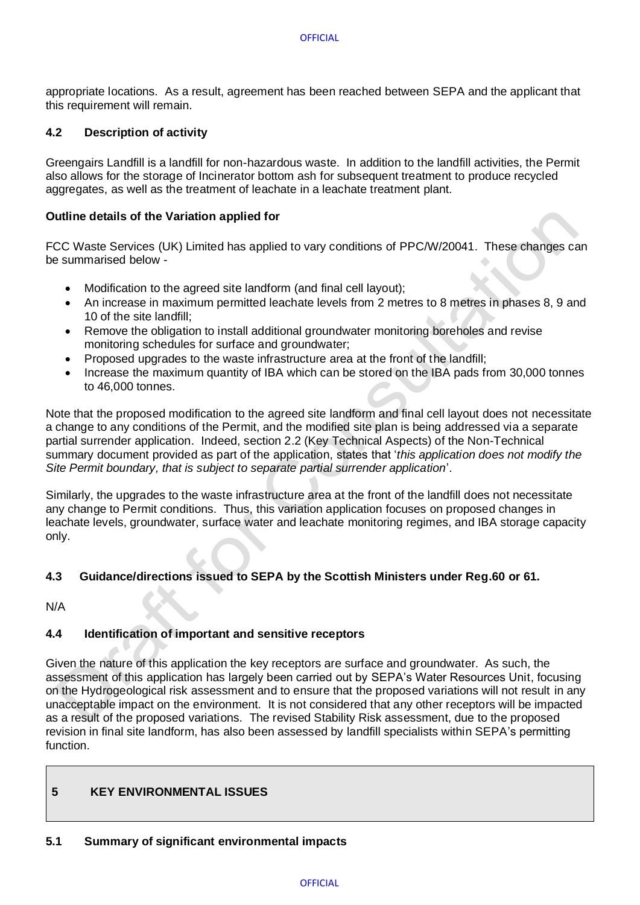appropriate locations. As a result, agreement has been reached between SEPA and the applicant that this requirement will remain.

### 4.2 Description of activity

Greengairs Landfill is a landfill for non-hazardous waste. In addition to the landfill activities, the Permit also allows for the storage of Incinerator bottom ash for subsequent treatment to produce recycled aggregates, as well as the treatment of leachate in a leachate treatment plant.

**Outline details of the Variation applied for**

FCC Waste Services (UK) Limited has applied to vary conditions of PPC/W/20041. These changes can be summarised below -

- Modification to the agreed site landform (and final cell layout);
- An increase in maximum permitted leachate levels from 2 metres to 8 metres in phases 8, 9 and 10 of the site landfill;
- Remove the obligation to install additional groundwater monitoring boreholes and revise monitoring schedules for surface and groundwater;
- Proposed upgrades to the waste infrastructure area at the front of the landfill;
- Increase the maximum quantity of IBA which can be stored on the IBA pads from 30,000 tonnes to 46,000 tonnes.

Note that the proposed modification to the agreed site landform and final cell layout does not necessitate a change to any conditions of the Permit, and the modified site plan is being addressed via a separate partial surrender application. Indeed, section 2.2 (Key Technical Aspects) of the Non-Technical summary document provided as part of the application, states that '*this application does not modify the Site Permit boundary, that is subject to separate partial surrender application*'.

Similarly, the upgrades to the waste infrastructure area at the front of the landfill does not necessitate any change to Permit conditions. Thus, this variation application focuses on proposed changes in leachate levels, groundwater, surface water and leachate monitoring regimes, and IBA storage capacity only.

### 4.3 Guidance/directions issued to SEPA by the Scottish Ministers under Reg.60 or 61.

N/A

### 4.4 Identification of important and sensitive receptors

Given the nature of this application the key receptors are surface and groundwater. As such, the assessment of this application has largely been carried out by SEPA's Water Resources Unit, focusing on the Hydrogeological risk assessment and to ensure that the proposed variations will not result in any unacceptable impact on the environment. It is not considered that any other receptors will be impacted as a result of the proposed variations. The revised Stability Risk assessment, due to the proposed revision in final site landform, has also been assessed by landfill specialists within SEPA's permitting function.

## 5 KEY ENVIRONMENTAL ISSUES

### 5.1 Summary of significant environmental impacts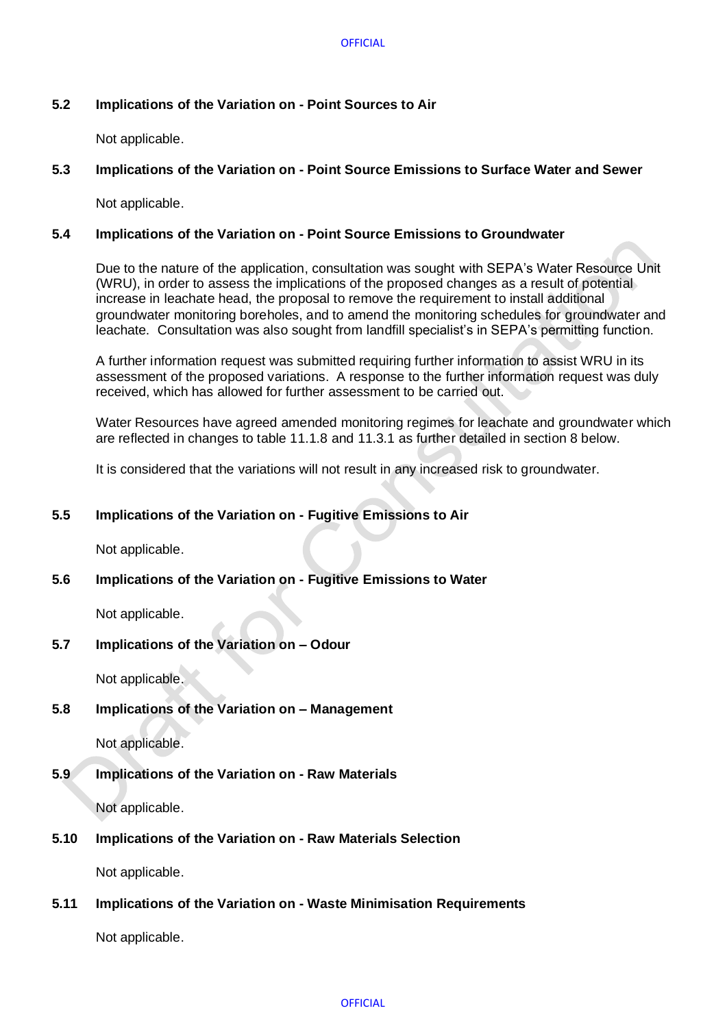### 5.2 Implications of the Variation on - Point Sources to Air

Not applicable.

### 5.3 Implications of the Variation on - Point Source Emissions to Surface Water and Sewer

Not applicable.

### 5.4 Implications of the Variation on - Point Source Emissions to Groundwater

Due to the nature of the application, consultation was sought with SEPA's Water Resource Unit (WRU), in order to assess the implications of the proposed changes as a result of potential increase in leachate head, the proposal to remove the requirement to install additional groundwater monitoring boreholes, and to amend the monitoring schedules for groundwater and leachate. Consultation was also sought from landfill specialist's in SEPA's permitting function.

A further information request was submitted requiring further information to assist WRU in its assessment of the proposed variations. A response to the further information request was duly received, which has allowed for further assessment to be carried out.

Water Resources have agreed amended monitoring regimes for leachate and groundwater which are reflected in changes to table 11.1.8 and 11.3.1 as further detailed in section 8 below.

It is considered that the variations will not result in any increased risk to groundwater.

### 5.5 Implications of the Variation on - Fugitive Emissions to Air

Not applicable.

### 5.6 Implications of the Variation on - Fugitive Emissions to Water

Not applicable.

### 5.7 Implications of the Variation on – Odour

Not applicable.

### 5.8 Implications of the Variation on – Management

Not applicable.

### 5.9 Implications of the Variation on - Raw Materials

Not applicable.

### 5.10 Implications of the Variation on - Raw Materials Selection

Not applicable.

### 5.11 Implications of the Variation on - Waste Minimisation Requirements

Not applicable.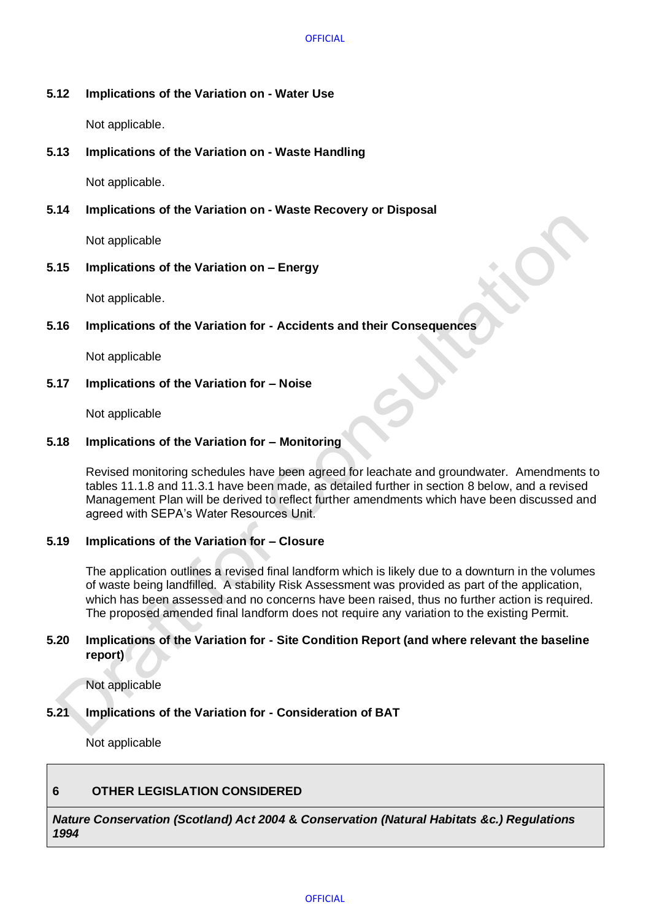### 5.12 Implications of the Variation on - Water Use

Not applicable.

### 5.13 Implications of the Variation on - Waste Handling

Not applicable.

### 5.14 Implications of the Variation on - Waste Recovery or Disposal

Not applicable

### 5.15 Implications of the Variation on – Energy

Not applicable.

### 5.16 Implications of the Variation for - Accidents and their Consequences

Not applicable

### 5.17 Implications of the Variation for – Noise

Not applicable

### 5.18 Implications of the Variation for – Monitoring

Revised monitoring schedules have been agreed for leachate and groundwater. Amendments to tables 11.1.8 and 11.3.1 have been made, as detailed further in section 8 below, and a revised Management Plan will be derived to reflect further amendments which have been discussed and agreed with SEPA's Water Resources Unit.

### 5.19 Implications of the Variation for – Closure

The application outlines a revised final landform which is likely due to a downturn in the volumes of waste being landfilled. A stability Risk Assessment was provided as part of the application, which has been assessed and no concerns have been raised, thus no further action is required. The proposed amended final landform does not require any variation to the existing Permit.

### 5.20 Implications of the Variation for - Site Condition Report (and where relevant the baseline report)

Not applicable

### 5.21 Implications of the Variation for - Consideration of BAT

Not applicable

## 6 OTHER LEGISLATION CONSIDERED

***Nature Conservation (Scotland) Act 2004 & Conservation (Natural Habitats &c.) Regulations 1994***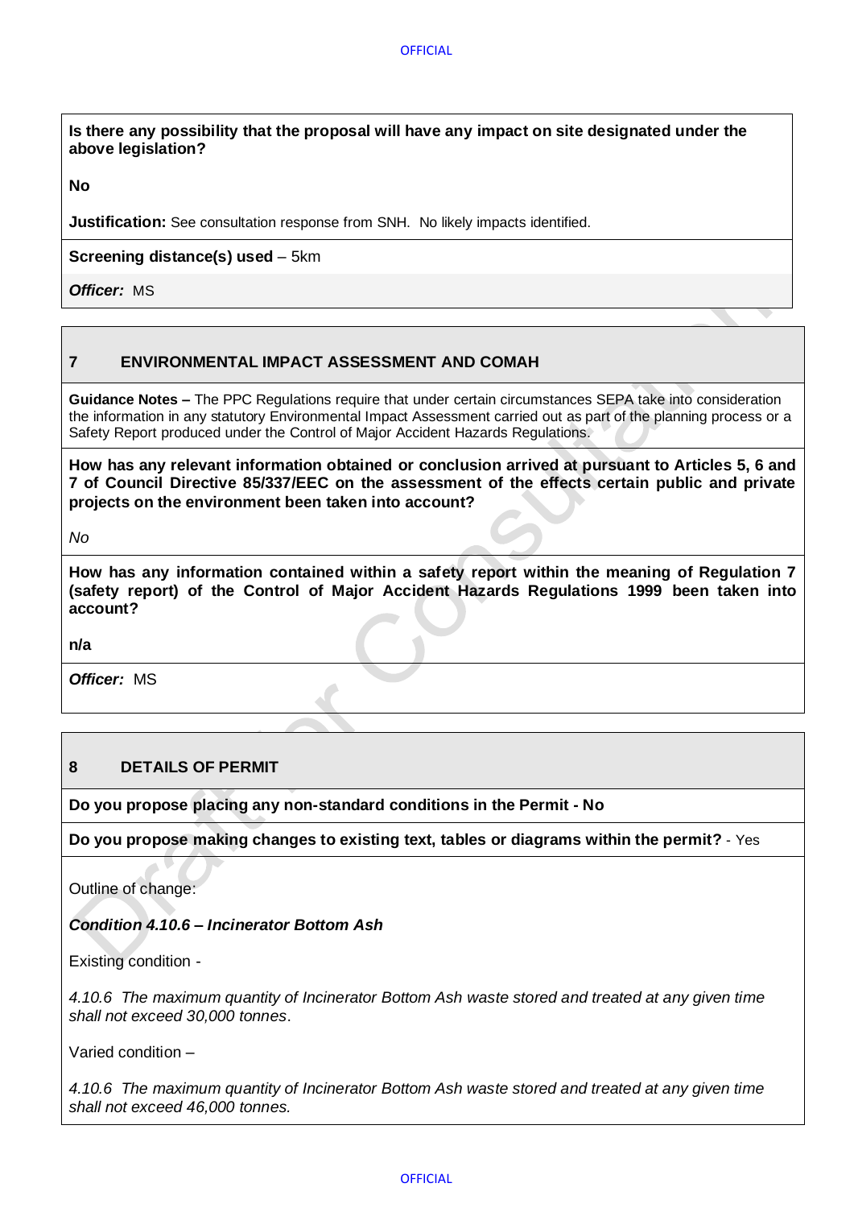**Is there any possibility that the proposal will have any impact on site designated under the above legislation?**

**No**

**Justification:** See consultation response from SNH. No likely impacts identified.

**Screening distance(s) used** – 5km

***Officer:*** MS

## 7 ENVIRONMENTAL IMPACT ASSESSMENT AND COMAH

**Guidance Notes –** The PPC Regulations require that under certain circumstances SEPA take into consideration the information in any statutory Environmental Impact Assessment carried out as part of the planning process or a Safety Report produced under the Control of Major Accident Hazards Regulations.

**How has any relevant information obtained or conclusion arrived at pursuant to Articles 5, 6 and 7 of Council Directive 85/337/EEC on the assessment of the effects certain public and private projects on the environment been taken into account?**

*No*

**How has any information contained within a safety report within the meaning of Regulation 7 (safety report) of the Control of Major Accident Hazards Regulations 1999 been taken into account?**

**n/a**

***Officer:*** MS

## 8 DETAILS OF PERMIT

**Do you propose placing any non-standard conditions in the Permit - No**

**Do you propose making changes to existing text, tables or diagrams within the permit?** - Yes

Outline of change:

***Condition 4.10.6 – Incinerator Bottom Ash***

Existing condition -

*4.10.6 The maximum quantity of Incinerator Bottom Ash waste stored and treated at any given time shall not exceed 30,000 tonnes*.

Varied condition –

*4.10.6 The maximum quantity of Incinerator Bottom Ash waste stored and treated at any given time shall not exceed 46,000 tonnes.*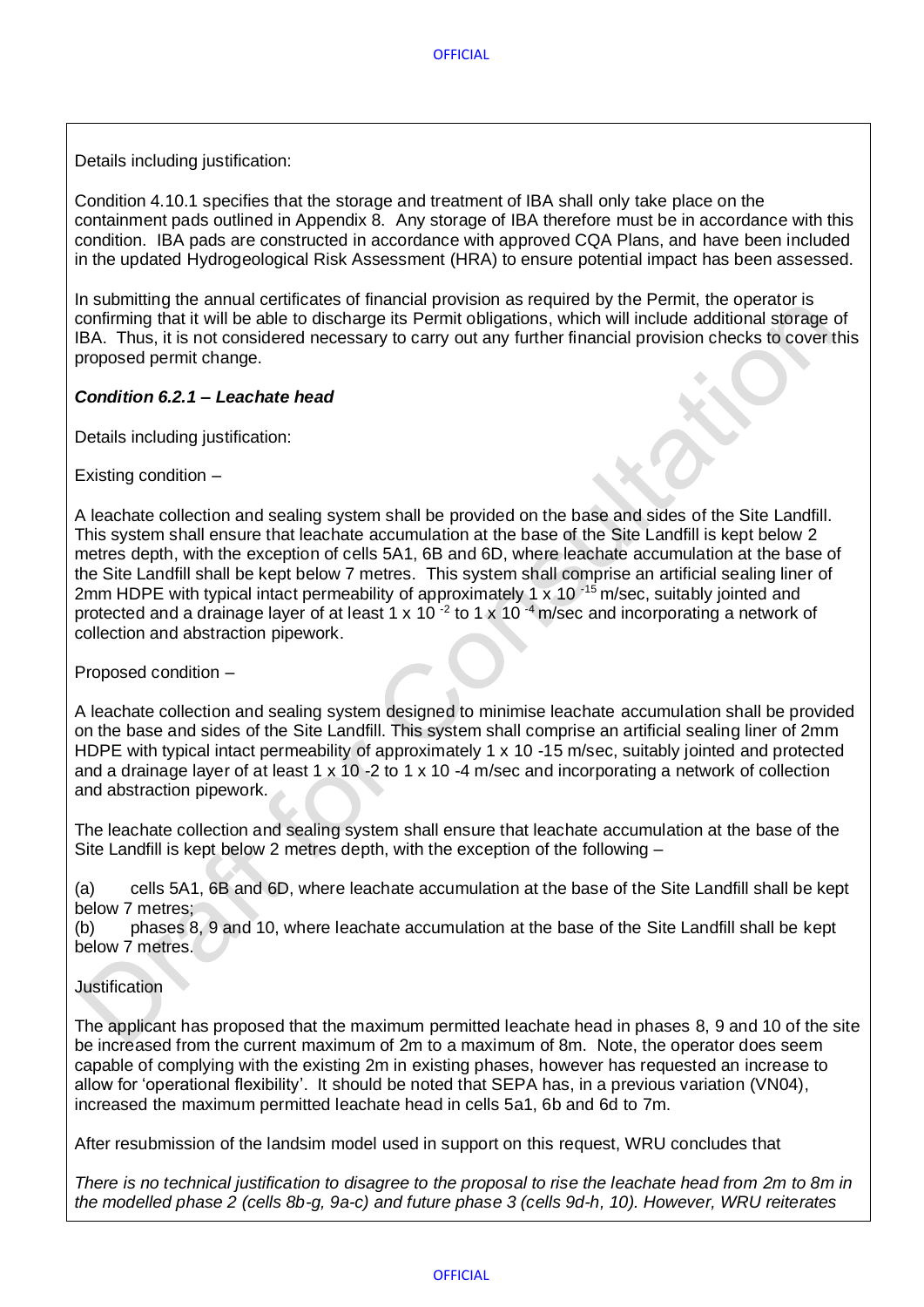Details including justification:

Condition 4.10.1 specifies that the storage and treatment of IBA shall only take place on the containment pads outlined in Appendix 8. Any storage of IBA therefore must be in accordance with this condition. IBA pads are constructed in accordance with approved CQA Plans, and have been included in the updated Hydrogeological Risk Assessment (HRA) to ensure potential impact has been assessed.

In submitting the annual certificates of financial provision as required by the Permit, the operator is confirming that it will be able to discharge its Permit obligations, which will include additional storage of IBA. Thus, it is not considered necessary to carry out any further financial provision checks to cover this proposed permit change.

***Condition 6.2.1 – Leachate head***

Details including justification:

Existing condition –

A leachate collection and sealing system shall be provided on the base and sides of the Site Landfill. This system shall ensure that leachate accumulation at the base of the Site Landfill is kept below 2 metres depth, with the exception of cells 5A1, 6B and 6D, where leachate accumulation at the base of the Site Landfill shall be kept below 7 metres. This system shall comprise an artificial sealing liner of 2mm HDPE with typical intact permeability of approximately $1 \times 10^{-15}$ m/sec, suitably jointed and protected and a drainage layer of at least $1 \times 10^{-2}$ to $1 \times 10^{-4}$ m/sec and incorporating a network of collection and abstraction pipework.

Proposed condition –

A leachate collection and sealing system designed to minimise leachate accumulation shall be provided on the base and sides of the Site Landfill. This system shall comprise an artificial sealing liner of 2mm HDPE with typical intact permeability of approximately 1 x 10 -15 m/sec, suitably jointed and protected and a drainage layer of at least 1 x 10 -2 to 1 x 10 -4 m/sec and incorporating a network of collection and abstraction pipework.

The leachate collection and sealing system shall ensure that leachate accumulation at the base of the Site Landfill is kept below 2 metres depth, with the exception of the following –

(a) cells 5A1, 6B and 6D, where leachate accumulation at the base of the Site Landfill shall be kept below 7 metres;
(b) phases 8, 9 and 10, where leachate accumulation at the base of the Site Landfill shall be kept below 7 metres.

Justification

The applicant has proposed that the maximum permitted leachate head in phases 8, 9 and 10 of the site be increased from the current maximum of 2m to a maximum of 8m. Note, the operator does seem capable of complying with the existing 2m in existing phases, however has requested an increase to allow for 'operational flexibility'. It should be noted that SEPA has, in a previous variation (VN04), increased the maximum permitted leachate head in cells 5a1, 6b and 6d to 7m.

After resubmission of the landsim model used in support on this request, WRU concludes that

*There is no technical justification to disagree to the proposal to rise the leachate head from 2m to 8m in the modelled phase 2 (cells 8b-g, 9a-c) and future phase 3 (cells 9d-h, 10). However, WRU reiterates*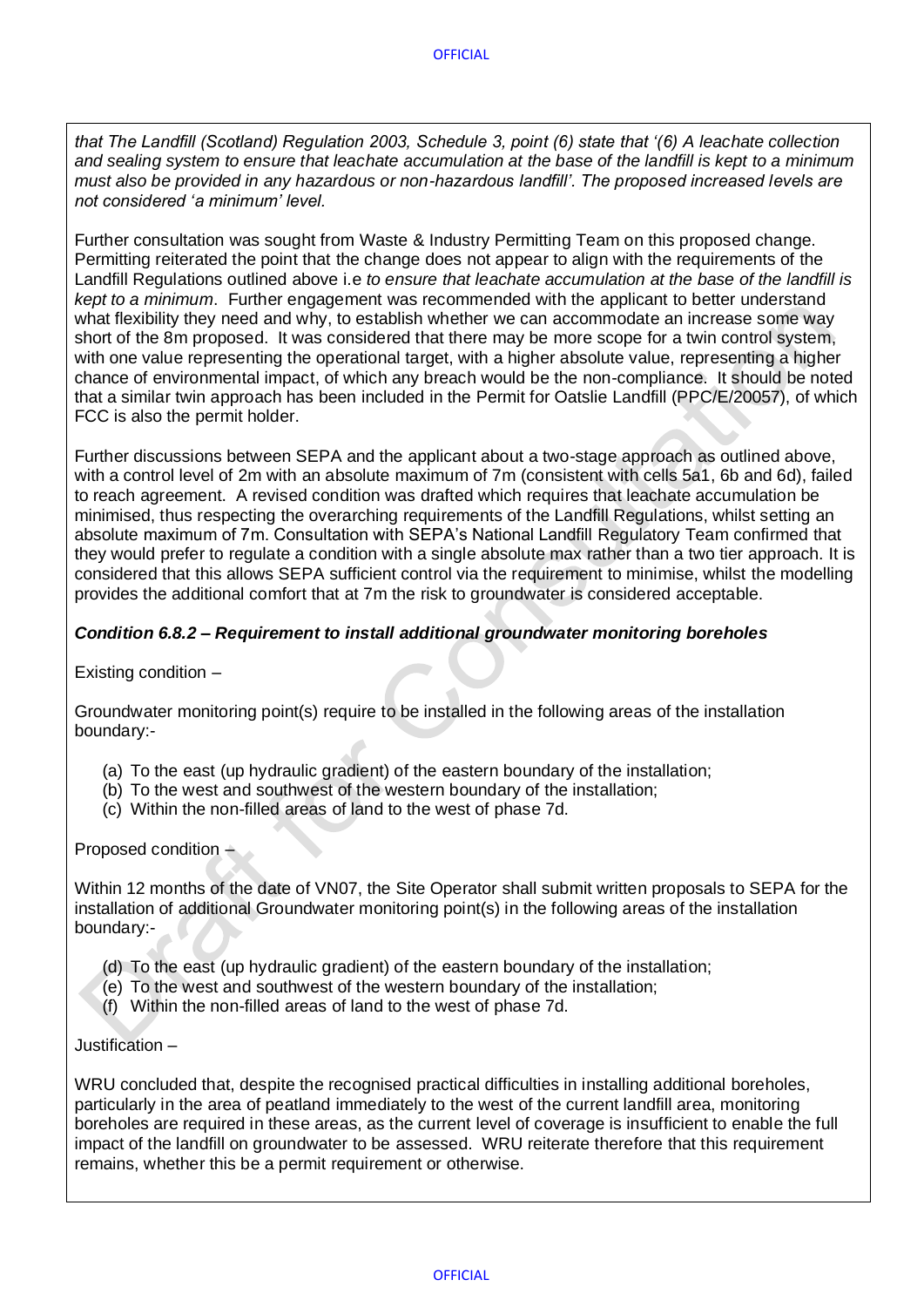*that The Landfill (Scotland) Regulation 2003, Schedule 3, point (6) state that '(6) A leachate collection and sealing system to ensure that leachate accumulation at the base of the landfill is kept to a minimum must also be provided in any hazardous or non-hazardous landfill'. The proposed increased levels are not considered 'a minimum' level.*

Further consultation was sought from Waste & Industry Permitting Team on this proposed change. Permitting reiterated the point that the change does not appear to align with the requirements of the Landfill Regulations outlined above i.e *to ensure that leachate accumulation at the base of the landfill is kept to a minimum*. Further engagement was recommended with the applicant to better understand what flexibility they need and why, to establish whether we can accommodate an increase some way short of the 8m proposed. It was considered that there may be more scope for a twin control system, with one value representing the operational target, with a higher absolute value, representing a higher chance of environmental impact, of which any breach would be the non-compliance. It should be noted that a similar twin approach has been included in the Permit for Oatslie Landfill (PPC/E/20057), of which FCC is also the permit holder.

Further discussions between SEPA and the applicant about a two-stage approach as outlined above, with a control level of 2m with an absolute maximum of 7m (consistent with cells 5a1, 6b and 6d), failed to reach agreement. A revised condition was drafted which requires that leachate accumulation be minimised, thus respecting the overarching requirements of the Landfill Regulations, whilst setting an absolute maximum of 7m. Consultation with SEPA's National Landfill Regulatory Team confirmed that they would prefer to regulate a condition with a single absolute max rather than a two tier approach. It is considered that this allows SEPA sufficient control via the requirement to minimise, whilst the modelling provides the additional comfort that at 7m the risk to groundwater is considered acceptable.

***Condition 6.8.2 – Requirement to install additional groundwater monitoring boreholes***

Existing condition –

Groundwater monitoring point(s) require to be installed in the following areas of the installation boundary:-

(a) To the east (up hydraulic gradient) of the eastern boundary of the installation;
(b) To the west and southwest of the western boundary of the installation;
(c) Within the non-filled areas of land to the west of phase 7d.

Proposed condition –

Within 12 months of the date of VN07, the Site Operator shall submit written proposals to SEPA for the installation of additional Groundwater monitoring point(s) in the following areas of the installation boundary:-

(d) To the east (up hydraulic gradient) of the eastern boundary of the installation;
(e) To the west and southwest of the western boundary of the installation;
(f) Within the non-filled areas of land to the west of phase 7d.

Justification –

WRU concluded that, despite the recognised practical difficulties in installing additional boreholes, particularly in the area of peatland immediately to the west of the current landfill area, monitoring boreholes are required in these areas, as the current level of coverage is insufficient to enable the full impact of the landfill on groundwater to be assessed. WRU reiterate therefore that this requirement remains, whether this be a permit requirement or otherwise.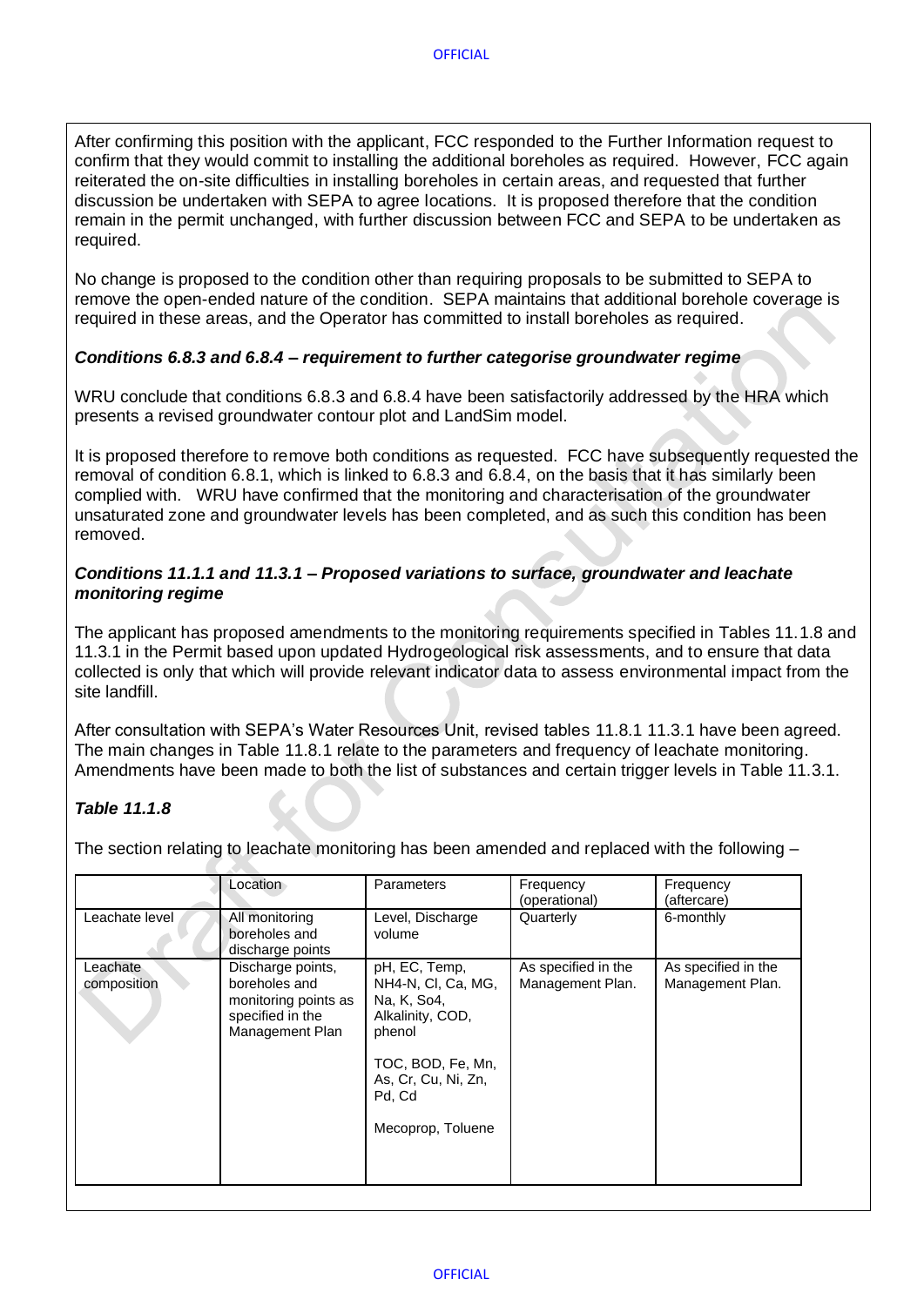After confirming this position with the applicant, FCC responded to the Further Information request to confirm that they would commit to installing the additional boreholes as required. However, FCC again reiterated the on-site difficulties in installing boreholes in certain areas, and requested that further discussion be undertaken with SEPA to agree locations. It is proposed therefore that the condition remain in the permit unchanged, with further discussion between FCC and SEPA to be undertaken as required.

No change is proposed to the condition other than requiring proposals to be submitted to SEPA to remove the open-ended nature of the condition. SEPA maintains that additional borehole coverage is required in these areas, and the Operator has committed to install boreholes as required.

***Conditions 6.8.3 and 6.8.4 – requirement to further categorise groundwater regime***

WRU conclude that conditions 6.8.3 and 6.8.4 have been satisfactorily addressed by the HRA which presents a revised groundwater contour plot and LandSim model.

It is proposed therefore to remove both conditions as requested. FCC have subsequently requested the removal of condition 6.8.1, which is linked to 6.8.3 and 6.8.4, on the basis that it has similarly been complied with. WRU have confirmed that the monitoring and characterisation of the groundwater unsaturated zone and groundwater levels has been completed, and as such this condition has been removed.

***Conditions 11.1.1 and 11.3.1 – Proposed variations to surface, groundwater and leachate monitoring regime***

The applicant has proposed amendments to the monitoring requirements specified in Tables 11.1.8 and 11.3.1 in the Permit based upon updated Hydrogeological risk assessments, and to ensure that data collected is only that which will provide relevant indicator data to assess environmental impact from the site landfill.

After consultation with SEPA's Water Resources Unit, revised tables 11.8.1 11.3.1 have been agreed. The main changes in Table 11.8.1 relate to the parameters and frequency of leachate monitoring. Amendments have been made to both the list of substances and certain trigger levels in Table 11.3.1.

***Table 11.1.8***

The section relating to leachate monitoring has been amended and replaced with the following –

| | Location | Parameters | Frequency (operational) | Frequency (aftercare) |
|---|---|---|---|---|
| Leachate level | All monitoring boreholes and discharge points | Level, Discharge volume | Quarterly | 6-monthly |
| Leachate composition | Discharge points, boreholes and monitoring points as specified in the Management Plan | pH, EC, Temp, NH4-N, Cl, Ca, MG, Na, K, So4, Alkalinity, COD, phenol<br><br>TOC, BOD, Fe, Mn, As, Cr, Cu, Ni, Zn, Pd, Cd<br><br>Mecoprop, Toluene | As specified in the Management Plan. | As specified in the Management Plan. |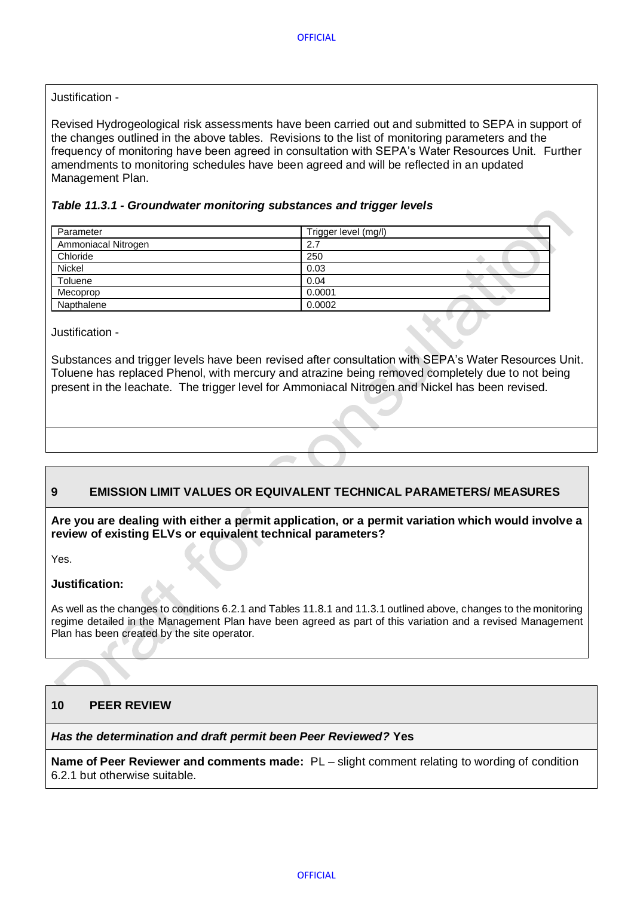Justification -

Revised Hydrogeological risk assessments have been carried out and submitted to SEPA in support of the changes outlined in the above tables. Revisions to the list of monitoring parameters and the frequency of monitoring have been agreed in consultation with SEPA's Water Resources Unit. Further amendments to monitoring schedules have been agreed and will be reflected in an updated Management Plan.

***Table 11.3.1 - Groundwater monitoring substances and trigger levels***

| Parameter | Trigger level (mg/l) |
|---|---|
| Ammoniacal Nitrogen | 2.7 |
| Chloride | 250 |
| Nickel | 0.03 |
| Toluene | 0.04 |
| Mecoprop | 0.0001 |
| Napthalene | 0.0002 |

Justification -

Substances and trigger levels have been revised after consultation with SEPA's Water Resources Unit. Toluene has replaced Phenol, with mercury and atrazine being removed completely due to not being present in the leachate. The trigger level for Ammoniacal Nitrogen and Nickel has been revised.

## 9 EMISSION LIMIT VALUES OR EQUIVALENT TECHNICAL PARAMETERS/ MEASURES

**Are you are dealing with either a permit application, or a permit variation which would involve a review of existing ELVs or equivalent technical parameters?**

Yes.

**Justification:**

As well as the changes to conditions 6.2.1 and Tables 11.8.1 and 11.3.1 outlined above, changes to the monitoring regime detailed in the Management Plan have been agreed as part of this variation and a revised Management Plan has been created by the site operator.

## 10 PEER REVIEW

***Has the determination and draft permit been Peer Reviewed?*** **Yes**

**Name of Peer Reviewer and comments made:** PL – slight comment relating to wording of condition 6.2.1 but otherwise suitable.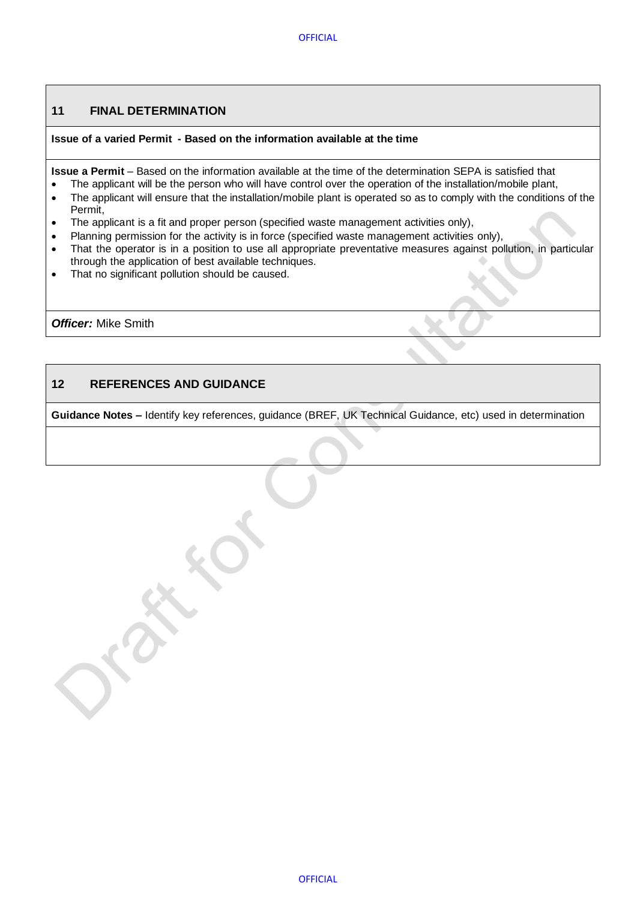## 11 FINAL DETERMINATION

**Issue of a varied Permit - Based on the information available at the time**

**Issue a Permit** – Based on the information available at the time of the determination SEPA is satisfied that

- The applicant will be the person who will have control over the operation of the installation/mobile plant,
- The applicant will ensure that the installation/mobile plant is operated so as to comply with the conditions of the Permit,
- The applicant is a fit and proper person (specified waste management activities only),
- Planning permission for the activity is in force (specified waste management activities only),
- That the operator is in a position to use all appropriate preventative measures against pollution, in particular through the application of best available techniques.
- That no significant pollution should be caused.

***Officer:*** Mike Smith

## 12 REFERENCES AND GUIDANCE

**Guidance Notes –** Identify key references, guidance (BREF, UK Technical Guidance, etc) used in determination